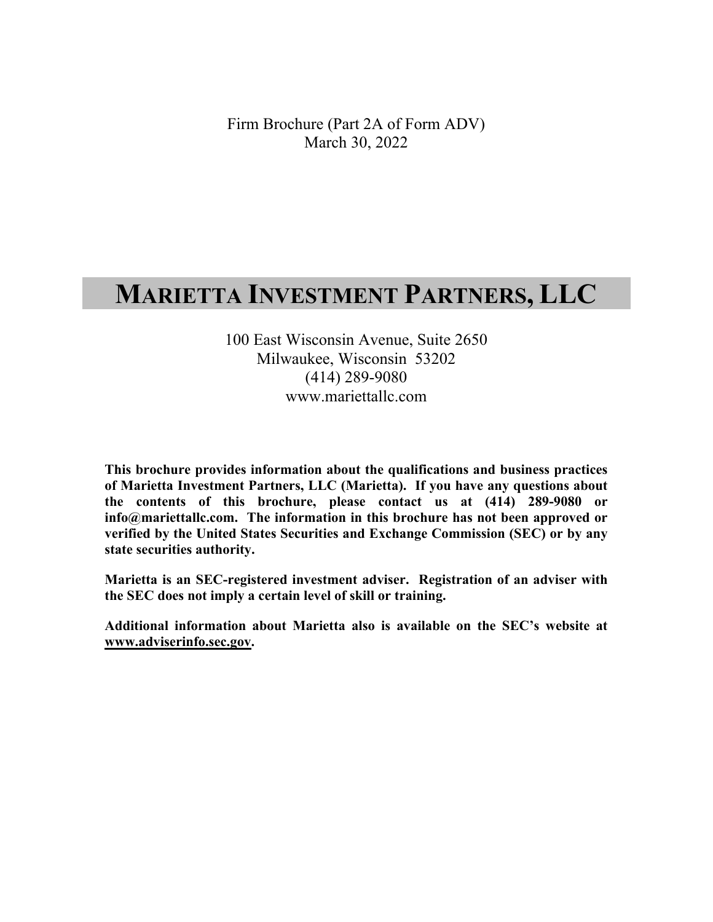Firm Brochure (Part 2A of Form ADV)
March 30, 2022

# MARIETTA INVESTMENT PARTNERS, LLC

100 East Wisconsin Avenue, Suite 2650
Milwaukee, Wisconsin 53202
(414) 289-9080
www.mariettallc.com

**This brochure provides information about the qualifications and business practices of Marietta Investment Partners, LLC (Marietta). If you have any questions about the contents of this brochure, please contact us at (414) 289-9080 or info@mariettallc.com. The information in this brochure has not been approved or verified by the United States Securities and Exchange Commission (SEC) or by any state securities authority.**

**Marietta is an SEC-registered investment adviser. Registration of an adviser with the SEC does not imply a certain level of skill or training.**

**Additional information about Marietta also is available on the SEC's website at www.adviserinfo.sec.gov.**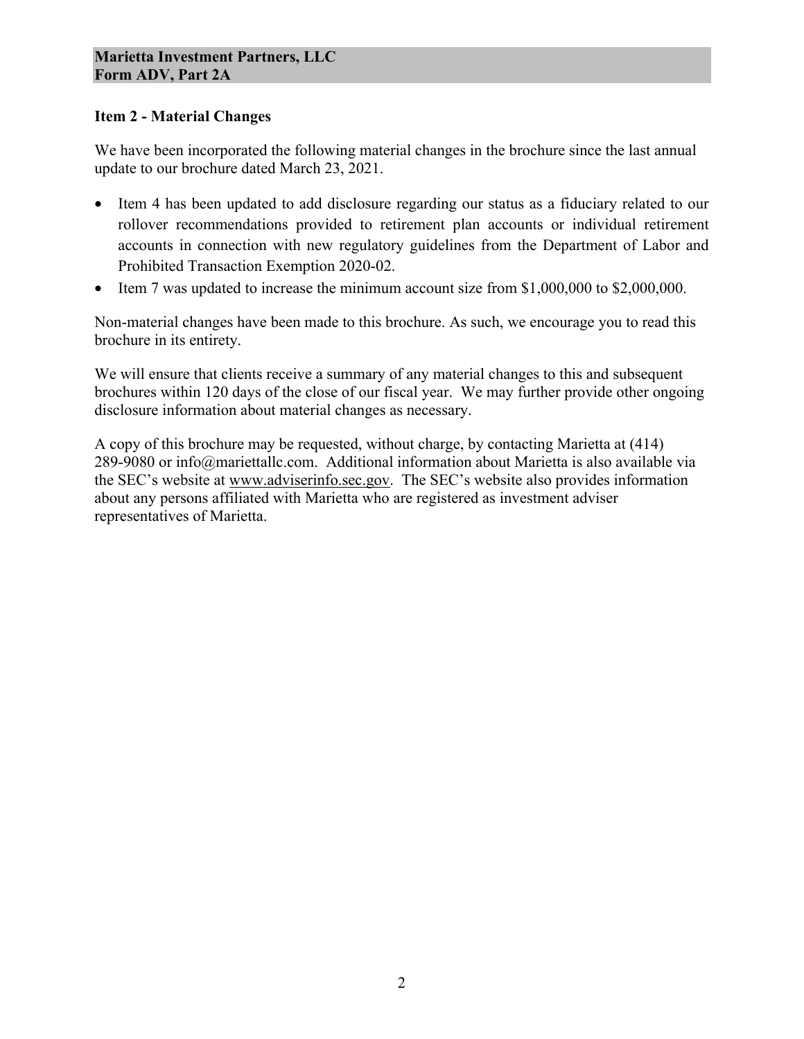## Item 2 - Material Changes

We have been incorporated the following material changes in the brochure since the last annual update to our brochure dated March 23, 2021.

- Item 4 has been updated to add disclosure regarding our status as a fiduciary related to our rollover recommendations provided to retirement plan accounts or individual retirement accounts in connection with new regulatory guidelines from the Department of Labor and Prohibited Transaction Exemption 2020-02.
- Item 7 was updated to increase the minimum account size from $1,000,000 to $2,000,000.

Non-material changes have been made to this brochure. As such, we encourage you to read this brochure in its entirety.

We will ensure that clients receive a summary of any material changes to this and subsequent brochures within 120 days of the close of our fiscal year. We may further provide other ongoing disclosure information about material changes as necessary.

A copy of this brochure may be requested, without charge, by contacting Marietta at (414) 289-9080 or info@mariettallc.com. Additional information about Marietta is also available via the SEC's website at www.adviserinfo.sec.gov. The SEC's website also provides information about any persons affiliated with Marietta who are registered as investment adviser representatives of Marietta.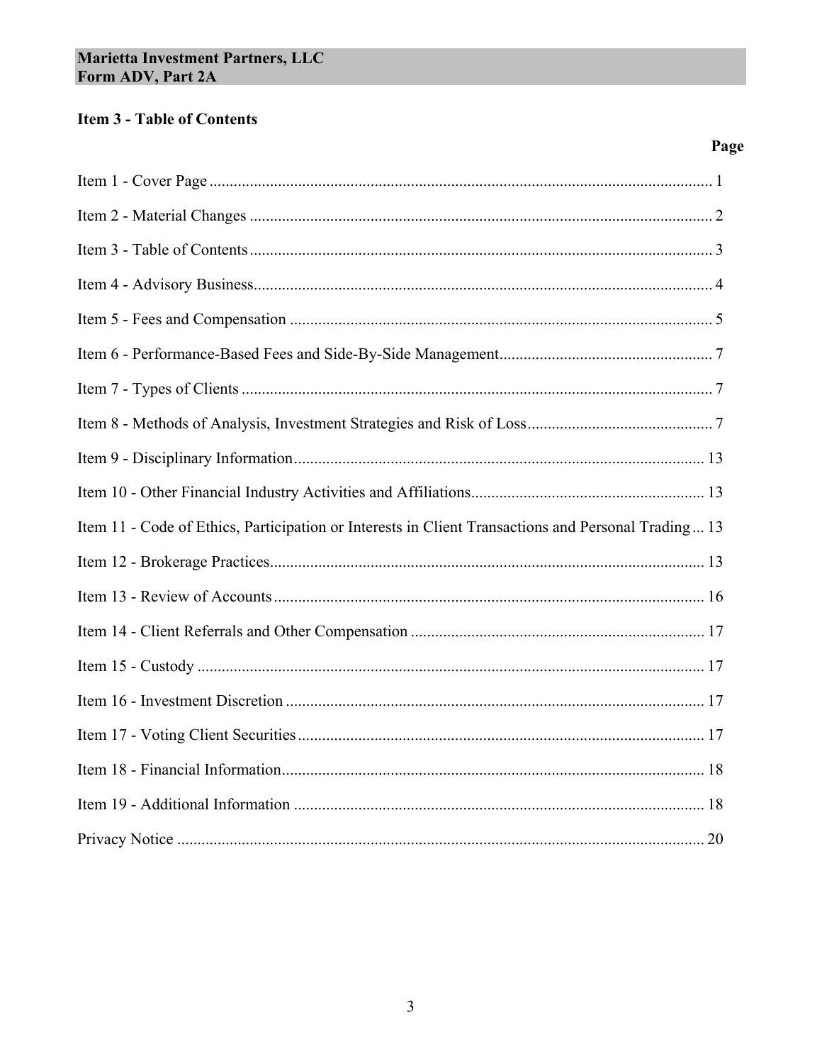## Item 3 - Table of Contents

| | Page |
|---|---|
| Item 1 - Cover Page | 1 |
| Item 2 - Material Changes | 2 |
| Item 3 - Table of Contents | 3 |
| Item 4 - Advisory Business | 4 |
| Item 5 - Fees and Compensation | 5 |
| Item 6 - Performance-Based Fees and Side-By-Side Management | 7 |
| Item 7 - Types of Clients | 7 |
| Item 8 - Methods of Analysis, Investment Strategies and Risk of Loss | 7 |
| Item 9 - Disciplinary Information | 13 |
| Item 10 - Other Financial Industry Activities and Affiliations | 13 |
| Item 11 - Code of Ethics, Participation or Interests in Client Transactions and Personal Trading | 13 |
| Item 12 - Brokerage Practices | 13 |
| Item 13 - Review of Accounts | 16 |
| Item 14 - Client Referrals and Other Compensation | 17 |
| Item 15 - Custody | 17 |
| Item 16 - Investment Discretion | 17 |
| Item 17 - Voting Client Securities | 17 |
| Item 18 - Financial Information | 18 |
| Item 19 - Additional Information | 18 |
| Privacy Notice | 20 |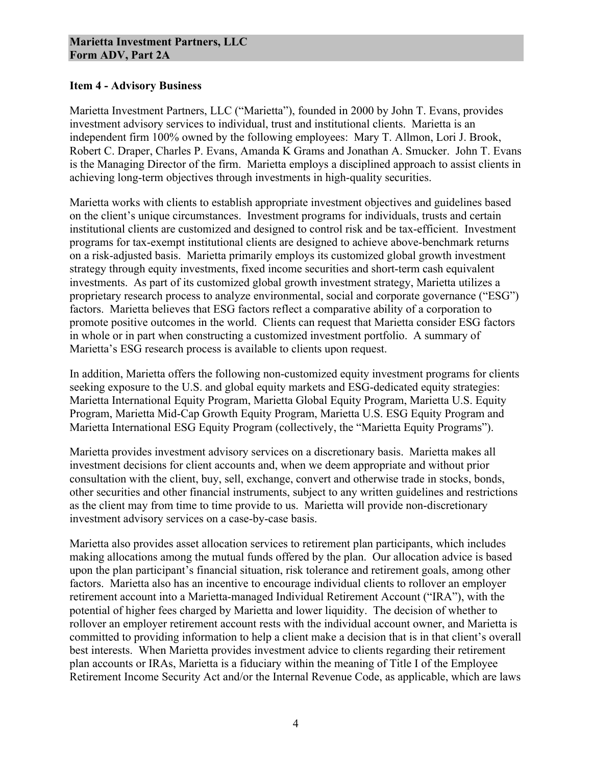## Item 4 - Advisory Business

Marietta Investment Partners, LLC ("Marietta"), founded in 2000 by John T. Evans, provides investment advisory services to individual, trust and institutional clients. Marietta is an independent firm 100% owned by the following employees: Mary T. Allmon, Lori J. Brook, Robert C. Draper, Charles P. Evans, Amanda K Grams and Jonathan A. Smucker. John T. Evans is the Managing Director of the firm. Marietta employs a disciplined approach to assist clients in achieving long-term objectives through investments in high-quality securities.

Marietta works with clients to establish appropriate investment objectives and guidelines based on the client's unique circumstances. Investment programs for individuals, trusts and certain institutional clients are customized and designed to control risk and be tax-efficient. Investment programs for tax-exempt institutional clients are designed to achieve above-benchmark returns on a risk-adjusted basis. Marietta primarily employs its customized global growth investment strategy through equity investments, fixed income securities and short-term cash equivalent investments. As part of its customized global growth investment strategy, Marietta utilizes a proprietary research process to analyze environmental, social and corporate governance ("ESG") factors. Marietta believes that ESG factors reflect a comparative ability of a corporation to promote positive outcomes in the world. Clients can request that Marietta consider ESG factors in whole or in part when constructing a customized investment portfolio. A summary of Marietta's ESG research process is available to clients upon request.

In addition, Marietta offers the following non-customized equity investment programs for clients seeking exposure to the U.S. and global equity markets and ESG-dedicated equity strategies: Marietta International Equity Program, Marietta Global Equity Program, Marietta U.S. Equity Program, Marietta Mid-Cap Growth Equity Program, Marietta U.S. ESG Equity Program and Marietta International ESG Equity Program (collectively, the "Marietta Equity Programs").

Marietta provides investment advisory services on a discretionary basis. Marietta makes all investment decisions for client accounts and, when we deem appropriate and without prior consultation with the client, buy, sell, exchange, convert and otherwise trade in stocks, bonds, other securities and other financial instruments, subject to any written guidelines and restrictions as the client may from time to time provide to us. Marietta will provide non-discretionary investment advisory services on a case-by-case basis.

Marietta also provides asset allocation services to retirement plan participants, which includes making allocations among the mutual funds offered by the plan. Our allocation advice is based upon the plan participant's financial situation, risk tolerance and retirement goals, among other factors. Marietta also has an incentive to encourage individual clients to rollover an employer retirement account into a Marietta-managed Individual Retirement Account ("IRA"), with the potential of higher fees charged by Marietta and lower liquidity. The decision of whether to rollover an employer retirement account rests with the individual account owner, and Marietta is committed to providing information to help a client make a decision that is in that client's overall best interests. When Marietta provides investment advice to clients regarding their retirement plan accounts or IRAs, Marietta is a fiduciary within the meaning of Title I of the Employee Retirement Income Security Act and/or the Internal Revenue Code, as applicable, which are laws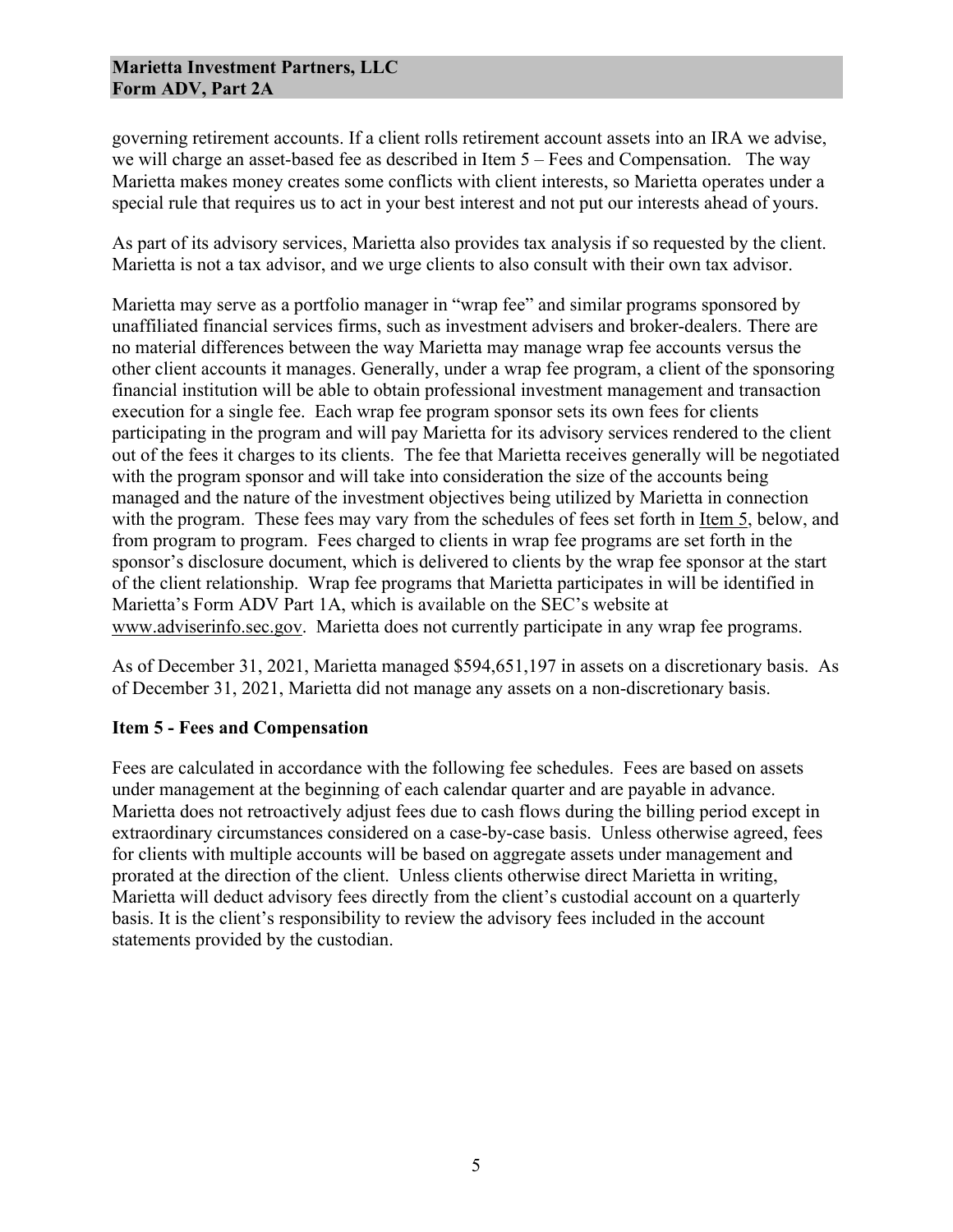governing retirement accounts. If a client rolls retirement account assets into an IRA we advise, we will charge an asset-based fee as described in Item 5 – Fees and Compensation. The way Marietta makes money creates some conflicts with client interests, so Marietta operates under a special rule that requires us to act in your best interest and not put our interests ahead of yours.

As part of its advisory services, Marietta also provides tax analysis if so requested by the client. Marietta is not a tax advisor, and we urge clients to also consult with their own tax advisor.

Marietta may serve as a portfolio manager in "wrap fee" and similar programs sponsored by unaffiliated financial services firms, such as investment advisers and broker-dealers. There are no material differences between the way Marietta may manage wrap fee accounts versus the other client accounts it manages. Generally, under a wrap fee program, a client of the sponsoring financial institution will be able to obtain professional investment management and transaction execution for a single fee. Each wrap fee program sponsor sets its own fees for clients participating in the program and will pay Marietta for its advisory services rendered to the client out of the fees it charges to its clients. The fee that Marietta receives generally will be negotiated with the program sponsor and will take into consideration the size of the accounts being managed and the nature of the investment objectives being utilized by Marietta in connection with the program. These fees may vary from the schedules of fees set forth in Item 5, below, and from program to program. Fees charged to clients in wrap fee programs are set forth in the sponsor's disclosure document, which is delivered to clients by the wrap fee sponsor at the start of the client relationship. Wrap fee programs that Marietta participates in will be identified in Marietta's Form ADV Part 1A, which is available on the SEC's website at www.adviserinfo.sec.gov. Marietta does not currently participate in any wrap fee programs.

As of December 31, 2021, Marietta managed $594,651,197 in assets on a discretionary basis. As of December 31, 2021, Marietta did not manage any assets on a non-discretionary basis.

## Item 5 - Fees and Compensation

Fees are calculated in accordance with the following fee schedules. Fees are based on assets under management at the beginning of each calendar quarter and are payable in advance. Marietta does not retroactively adjust fees due to cash flows during the billing period except in extraordinary circumstances considered on a case-by-case basis. Unless otherwise agreed, fees for clients with multiple accounts will be based on aggregate assets under management and prorated at the direction of the client. Unless clients otherwise direct Marietta in writing, Marietta will deduct advisory fees directly from the client's custodial account on a quarterly basis. It is the client's responsibility to review the advisory fees included in the account statements provided by the custodian.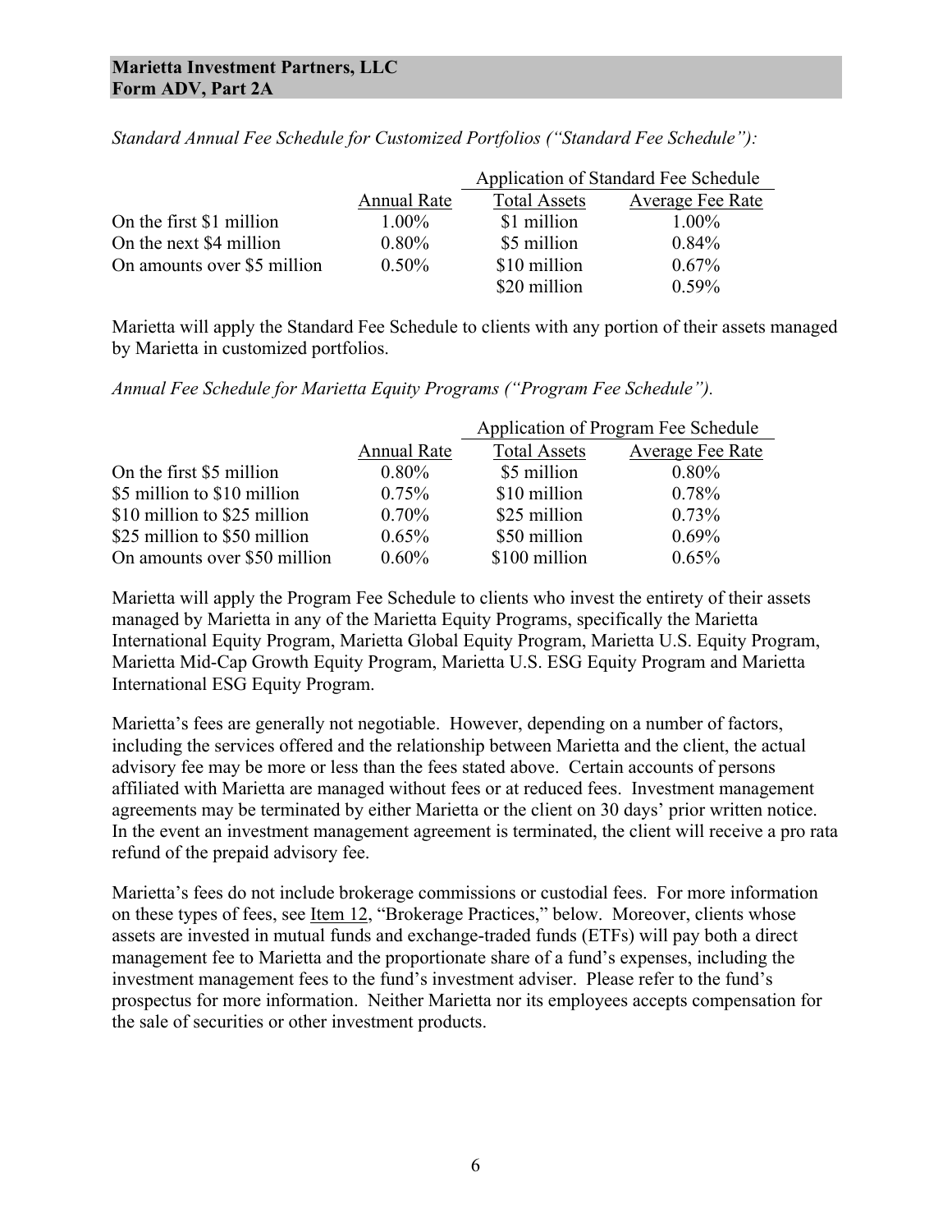*Standard Annual Fee Schedule for Customized Portfolios ("Standard Fee Schedule"):*

| | | Application of Standard Fee Schedule | |
|---|---|---|---|
| | Annual Rate | Total Assets | Average Fee Rate |
| On the first $1 million | 1.00% | $1 million | 1.00% |
| On the next $4 million | 0.80% | $5 million | 0.84% |
| On amounts over $5 million | 0.50% | $10 million | 0.67% |
| | | $20 million | 0.59% |

Marietta will apply the Standard Fee Schedule to clients with any portion of their assets managed by Marietta in customized portfolios.

*Annual Fee Schedule for Marietta Equity Programs ("Program Fee Schedule").*

| | | Application of Program Fee Schedule | |
|---|---|---|---|
| | Annual Rate | Total Assets | Average Fee Rate |
| On the first $5 million | 0.80% | $5 million | 0.80% |
| $5 million to $10 million | 0.75% | $10 million | 0.78% |
| $10 million to $25 million | 0.70% | $25 million | 0.73% |
| $25 million to $50 million | 0.65% | $50 million | 0.69% |
| On amounts over $50 million | 0.60% | $100 million | 0.65% |

Marietta will apply the Program Fee Schedule to clients who invest the entirety of their assets managed by Marietta in any of the Marietta Equity Programs, specifically the Marietta International Equity Program, Marietta Global Equity Program, Marietta U.S. Equity Program, Marietta Mid-Cap Growth Equity Program, Marietta U.S. ESG Equity Program and Marietta International ESG Equity Program.

Marietta's fees are generally not negotiable. However, depending on a number of factors, including the services offered and the relationship between Marietta and the client, the actual advisory fee may be more or less than the fees stated above. Certain accounts of persons affiliated with Marietta are managed without fees or at reduced fees. Investment management agreements may be terminated by either Marietta or the client on 30 days' prior written notice. In the event an investment management agreement is terminated, the client will receive a pro rata refund of the prepaid advisory fee.

Marietta's fees do not include brokerage commissions or custodial fees. For more information on these types of fees, see Item 12, "Brokerage Practices," below. Moreover, clients whose assets are invested in mutual funds and exchange-traded funds (ETFs) will pay both a direct management fee to Marietta and the proportionate share of a fund's expenses, including the investment management fees to the fund's investment adviser. Please refer to the fund's prospectus for more information. Neither Marietta nor its employees accepts compensation for the sale of securities or other investment products.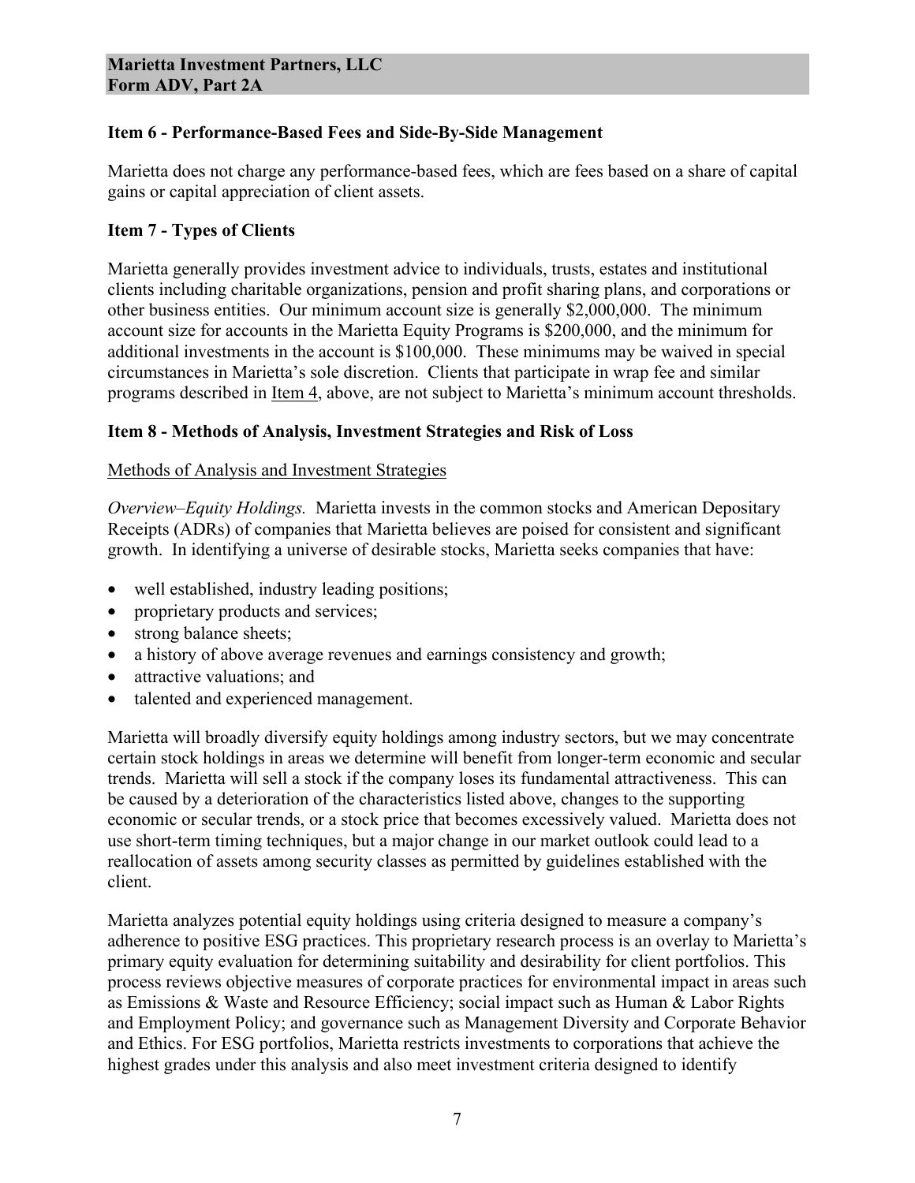## Item 6 - Performance-Based Fees and Side-By-Side Management

Marietta does not charge any performance-based fees, which are fees based on a share of capital gains or capital appreciation of client assets.

## Item 7 - Types of Clients

Marietta generally provides investment advice to individuals, trusts, estates and institutional clients including charitable organizations, pension and profit sharing plans, and corporations or other business entities. Our minimum account size is generally $2,000,000. The minimum account size for accounts in the Marietta Equity Programs is $200,000, and the minimum for additional investments in the account is $100,000. These minimums may be waived in special circumstances in Marietta's sole discretion. Clients that participate in wrap fee and similar programs described in Item 4, above, are not subject to Marietta's minimum account thresholds.

## Item 8 - Methods of Analysis, Investment Strategies and Risk of Loss

### Methods of Analysis and Investment Strategies

*Overview–Equity Holdings.* Marietta invests in the common stocks and American Depositary Receipts (ADRs) of companies that Marietta believes are poised for consistent and significant growth. In identifying a universe of desirable stocks, Marietta seeks companies that have:

- well established, industry leading positions;
- proprietary products and services;
- strong balance sheets;
- a history of above average revenues and earnings consistency and growth;
- attractive valuations; and
- talented and experienced management.

Marietta will broadly diversify equity holdings among industry sectors, but we may concentrate certain stock holdings in areas we determine will benefit from longer-term economic and secular trends. Marietta will sell a stock if the company loses its fundamental attractiveness. This can be caused by a deterioration of the characteristics listed above, changes to the supporting economic or secular trends, or a stock price that becomes excessively valued. Marietta does not use short-term timing techniques, but a major change in our market outlook could lead to a reallocation of assets among security classes as permitted by guidelines established with the client.

Marietta analyzes potential equity holdings using criteria designed to measure a company's adherence to positive ESG practices. This proprietary research process is an overlay to Marietta's primary equity evaluation for determining suitability and desirability for client portfolios. This process reviews objective measures of corporate practices for environmental impact in areas such as Emissions & Waste and Resource Efficiency; social impact such as Human & Labor Rights and Employment Policy; and governance such as Management Diversity and Corporate Behavior and Ethics. For ESG portfolios, Marietta restricts investments to corporations that achieve the highest grades under this analysis and also meet investment criteria designed to identify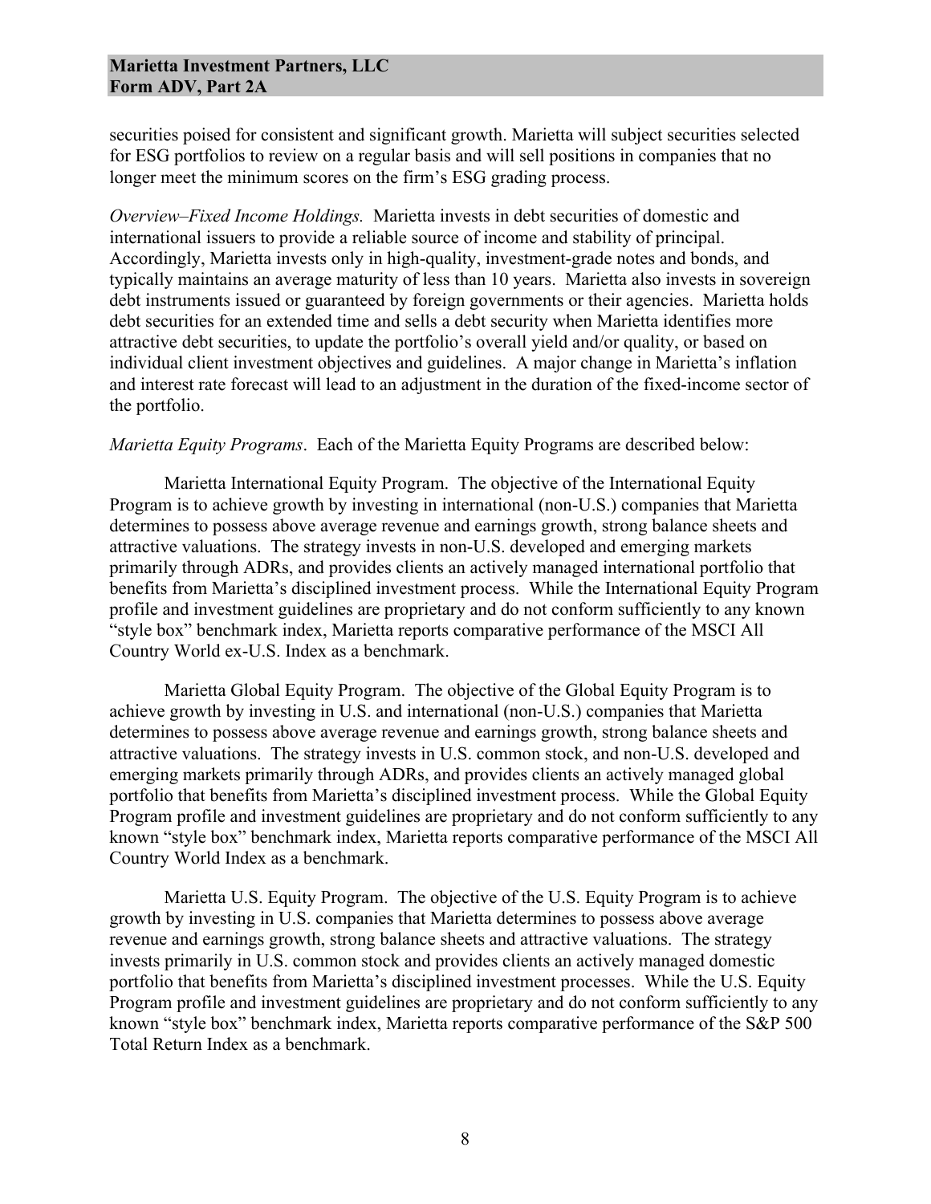securities poised for consistent and significant growth. Marietta will subject securities selected for ESG portfolios to review on a regular basis and will sell positions in companies that no longer meet the minimum scores on the firm's ESG grading process.

*Overview–Fixed Income Holdings.* Marietta invests in debt securities of domestic and international issuers to provide a reliable source of income and stability of principal. Accordingly, Marietta invests only in high-quality, investment-grade notes and bonds, and typically maintains an average maturity of less than 10 years. Marietta also invests in sovereign debt instruments issued or guaranteed by foreign governments or their agencies. Marietta holds debt securities for an extended time and sells a debt security when Marietta identifies more attractive debt securities, to update the portfolio's overall yield and/or quality, or based on individual client investment objectives and guidelines. A major change in Marietta's inflation and interest rate forecast will lead to an adjustment in the duration of the fixed-income sector of the portfolio.

*Marietta Equity Programs*. Each of the Marietta Equity Programs are described below:

Marietta International Equity Program. The objective of the International Equity Program is to achieve growth by investing in international (non-U.S.) companies that Marietta determines to possess above average revenue and earnings growth, strong balance sheets and attractive valuations. The strategy invests in non-U.S. developed and emerging markets primarily through ADRs, and provides clients an actively managed international portfolio that benefits from Marietta's disciplined investment process. While the International Equity Program profile and investment guidelines are proprietary and do not conform sufficiently to any known "style box" benchmark index, Marietta reports comparative performance of the MSCI All Country World ex-U.S. Index as a benchmark.

Marietta Global Equity Program. The objective of the Global Equity Program is to achieve growth by investing in U.S. and international (non-U.S.) companies that Marietta determines to possess above average revenue and earnings growth, strong balance sheets and attractive valuations. The strategy invests in U.S. common stock, and non-U.S. developed and emerging markets primarily through ADRs, and provides clients an actively managed global portfolio that benefits from Marietta's disciplined investment process. While the Global Equity Program profile and investment guidelines are proprietary and do not conform sufficiently to any known "style box" benchmark index, Marietta reports comparative performance of the MSCI All Country World Index as a benchmark.

Marietta U.S. Equity Program. The objective of the U.S. Equity Program is to achieve growth by investing in U.S. companies that Marietta determines to possess above average revenue and earnings growth, strong balance sheets and attractive valuations. The strategy invests primarily in U.S. common stock and provides clients an actively managed domestic portfolio that benefits from Marietta's disciplined investment processes. While the U.S. Equity Program profile and investment guidelines are proprietary and do not conform sufficiently to any known "style box" benchmark index, Marietta reports comparative performance of the S&P 500 Total Return Index as a benchmark.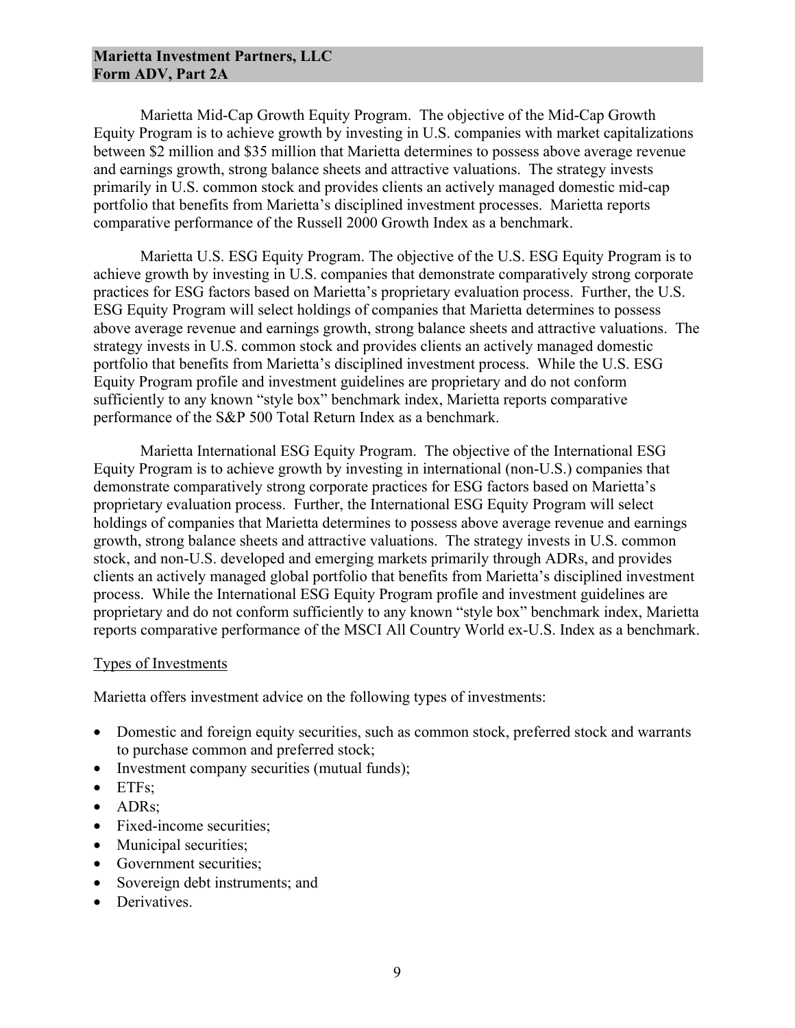Marietta Mid-Cap Growth Equity Program. The objective of the Mid-Cap Growth Equity Program is to achieve growth by investing in U.S. companies with market capitalizations between $2 million and $35 million that Marietta determines to possess above average revenue and earnings growth, strong balance sheets and attractive valuations. The strategy invests primarily in U.S. common stock and provides clients an actively managed domestic mid-cap portfolio that benefits from Marietta's disciplined investment processes. Marietta reports comparative performance of the Russell 2000 Growth Index as a benchmark.

Marietta U.S. ESG Equity Program. The objective of the U.S. ESG Equity Program is to achieve growth by investing in U.S. companies that demonstrate comparatively strong corporate practices for ESG factors based on Marietta's proprietary evaluation process. Further, the U.S. ESG Equity Program will select holdings of companies that Marietta determines to possess above average revenue and earnings growth, strong balance sheets and attractive valuations. The strategy invests in U.S. common stock and provides clients an actively managed domestic portfolio that benefits from Marietta's disciplined investment process. While the U.S. ESG Equity Program profile and investment guidelines are proprietary and do not conform sufficiently to any known "style box" benchmark index, Marietta reports comparative performance of the S&P 500 Total Return Index as a benchmark.

Marietta International ESG Equity Program. The objective of the International ESG Equity Program is to achieve growth by investing in international (non-U.S.) companies that demonstrate comparatively strong corporate practices for ESG factors based on Marietta's proprietary evaluation process. Further, the International ESG Equity Program will select holdings of companies that Marietta determines to possess above average revenue and earnings growth, strong balance sheets and attractive valuations. The strategy invests in U.S. common stock, and non-U.S. developed and emerging markets primarily through ADRs, and provides clients an actively managed global portfolio that benefits from Marietta's disciplined investment process. While the International ESG Equity Program profile and investment guidelines are proprietary and do not conform sufficiently to any known "style box" benchmark index, Marietta reports comparative performance of the MSCI All Country World ex-U.S. Index as a benchmark.

Types of Investments

Marietta offers investment advice on the following types of investments:

- Domestic and foreign equity securities, such as common stock, preferred stock and warrants to purchase common and preferred stock;
- Investment company securities (mutual funds);
- ETFs;
- ADRs;
- Fixed-income securities;
- Municipal securities;
- Government securities;
- Sovereign debt instruments; and
- Derivatives.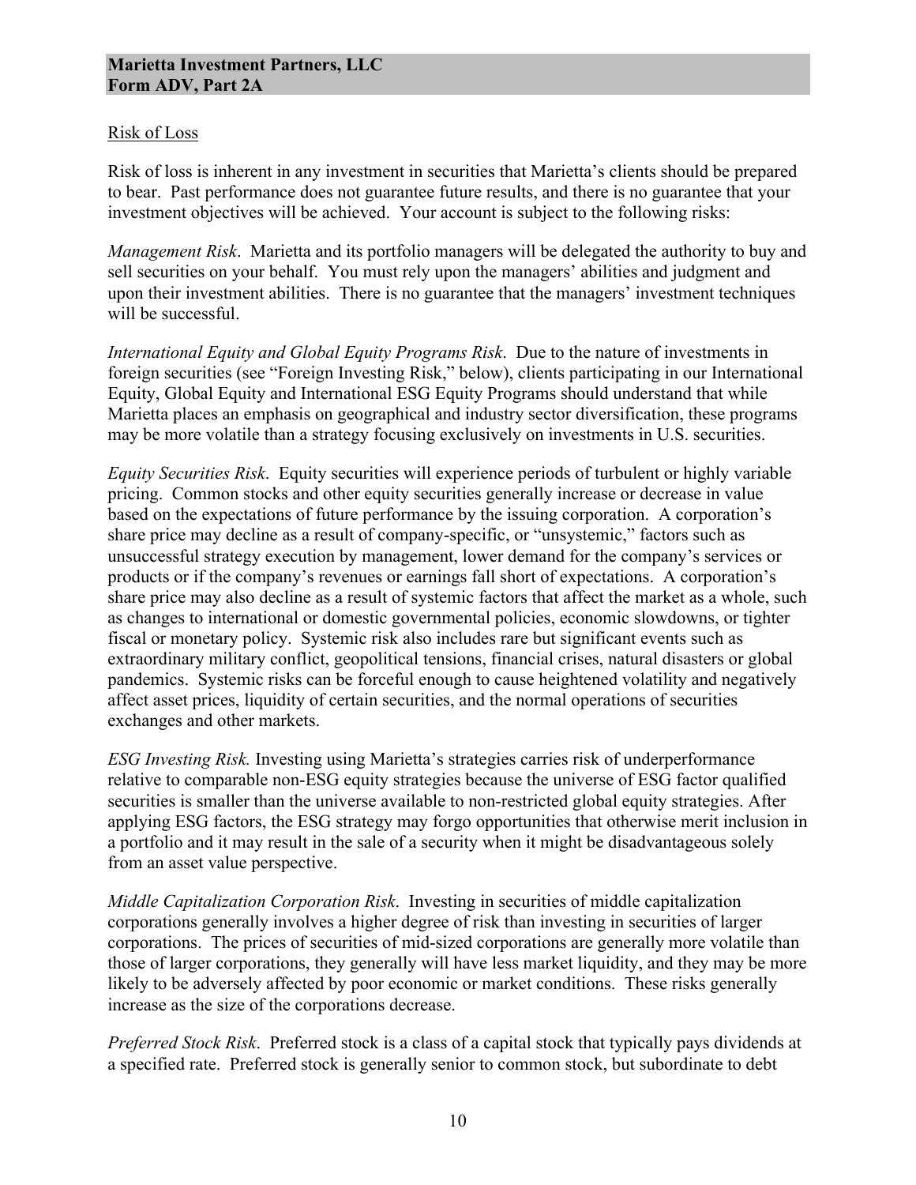Risk of Loss

Risk of loss is inherent in any investment in securities that Marietta's clients should be prepared to bear. Past performance does not guarantee future results, and there is no guarantee that your investment objectives will be achieved. Your account is subject to the following risks:

*Management Risk*. Marietta and its portfolio managers will be delegated the authority to buy and sell securities on your behalf. You must rely upon the managers' abilities and judgment and upon their investment abilities. There is no guarantee that the managers' investment techniques will be successful.

*International Equity and Global Equity Programs Risk*. Due to the nature of investments in foreign securities (see "Foreign Investing Risk," below), clients participating in our International Equity, Global Equity and International ESG Equity Programs should understand that while Marietta places an emphasis on geographical and industry sector diversification, these programs may be more volatile than a strategy focusing exclusively on investments in U.S. securities.

*Equity Securities Risk*. Equity securities will experience periods of turbulent or highly variable pricing. Common stocks and other equity securities generally increase or decrease in value based on the expectations of future performance by the issuing corporation. A corporation's share price may decline as a result of company-specific, or "unsystemic," factors such as unsuccessful strategy execution by management, lower demand for the company's services or products or if the company's revenues or earnings fall short of expectations. A corporation's share price may also decline as a result of systemic factors that affect the market as a whole, such as changes to international or domestic governmental policies, economic slowdowns, or tighter fiscal or monetary policy. Systemic risk also includes rare but significant events such as extraordinary military conflict, geopolitical tensions, financial crises, natural disasters or global pandemics. Systemic risks can be forceful enough to cause heightened volatility and negatively affect asset prices, liquidity of certain securities, and the normal operations of securities exchanges and other markets.

*ESG Investing Risk.* Investing using Marietta's strategies carries risk of underperformance relative to comparable non-ESG equity strategies because the universe of ESG factor qualified securities is smaller than the universe available to non-restricted global equity strategies. After applying ESG factors, the ESG strategy may forgo opportunities that otherwise merit inclusion in a portfolio and it may result in the sale of a security when it might be disadvantageous solely from an asset value perspective.

*Middle Capitalization Corporation Risk*. Investing in securities of middle capitalization corporations generally involves a higher degree of risk than investing in securities of larger corporations. The prices of securities of mid-sized corporations are generally more volatile than those of larger corporations, they generally will have less market liquidity, and they may be more likely to be adversely affected by poor economic or market conditions. These risks generally increase as the size of the corporations decrease.

*Preferred Stock Risk*. Preferred stock is a class of a capital stock that typically pays dividends at a specified rate. Preferred stock is generally senior to common stock, but subordinate to debt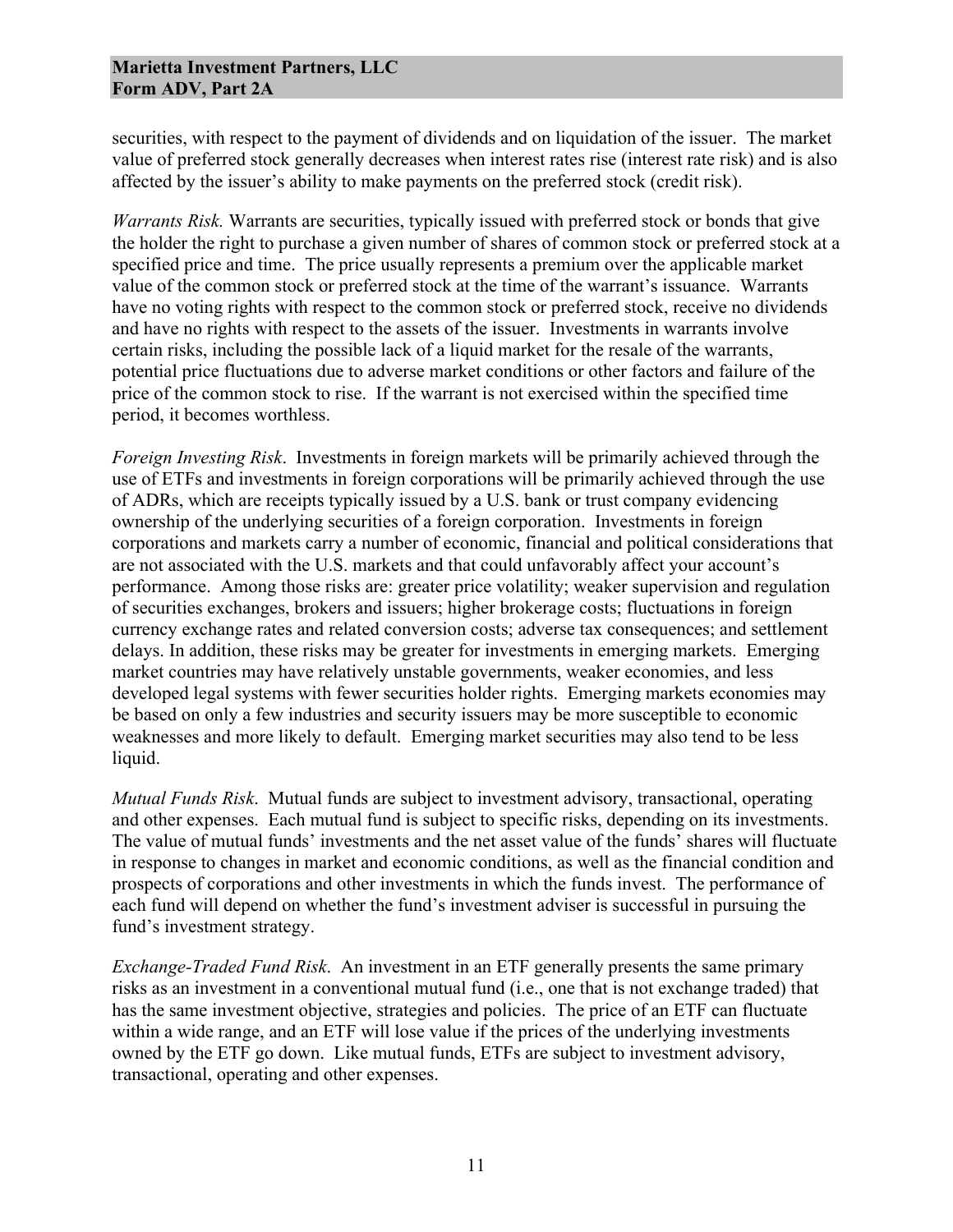securities, with respect to the payment of dividends and on liquidation of the issuer. The market value of preferred stock generally decreases when interest rates rise (interest rate risk) and is also affected by the issuer's ability to make payments on the preferred stock (credit risk).

*Warrants Risk.* Warrants are securities, typically issued with preferred stock or bonds that give the holder the right to purchase a given number of shares of common stock or preferred stock at a specified price and time. The price usually represents a premium over the applicable market value of the common stock or preferred stock at the time of the warrant's issuance. Warrants have no voting rights with respect to the common stock or preferred stock, receive no dividends and have no rights with respect to the assets of the issuer. Investments in warrants involve certain risks, including the possible lack of a liquid market for the resale of the warrants, potential price fluctuations due to adverse market conditions or other factors and failure of the price of the common stock to rise. If the warrant is not exercised within the specified time period, it becomes worthless.

*Foreign Investing Risk*. Investments in foreign markets will be primarily achieved through the use of ETFs and investments in foreign corporations will be primarily achieved through the use of ADRs, which are receipts typically issued by a U.S. bank or trust company evidencing ownership of the underlying securities of a foreign corporation. Investments in foreign corporations and markets carry a number of economic, financial and political considerations that are not associated with the U.S. markets and that could unfavorably affect your account's performance. Among those risks are: greater price volatility; weaker supervision and regulation of securities exchanges, brokers and issuers; higher brokerage costs; fluctuations in foreign currency exchange rates and related conversion costs; adverse tax consequences; and settlement delays. In addition, these risks may be greater for investments in emerging markets. Emerging market countries may have relatively unstable governments, weaker economies, and less developed legal systems with fewer securities holder rights. Emerging markets economies may be based on only a few industries and security issuers may be more susceptible to economic weaknesses and more likely to default. Emerging market securities may also tend to be less liquid.

*Mutual Funds Risk*. Mutual funds are subject to investment advisory, transactional, operating and other expenses. Each mutual fund is subject to specific risks, depending on its investments. The value of mutual funds' investments and the net asset value of the funds' shares will fluctuate in response to changes in market and economic conditions, as well as the financial condition and prospects of corporations and other investments in which the funds invest. The performance of each fund will depend on whether the fund's investment adviser is successful in pursuing the fund's investment strategy.

*Exchange-Traded Fund Risk*. An investment in an ETF generally presents the same primary risks as an investment in a conventional mutual fund (i.e., one that is not exchange traded) that has the same investment objective, strategies and policies. The price of an ETF can fluctuate within a wide range, and an ETF will lose value if the prices of the underlying investments owned by the ETF go down. Like mutual funds, ETFs are subject to investment advisory, transactional, operating and other expenses.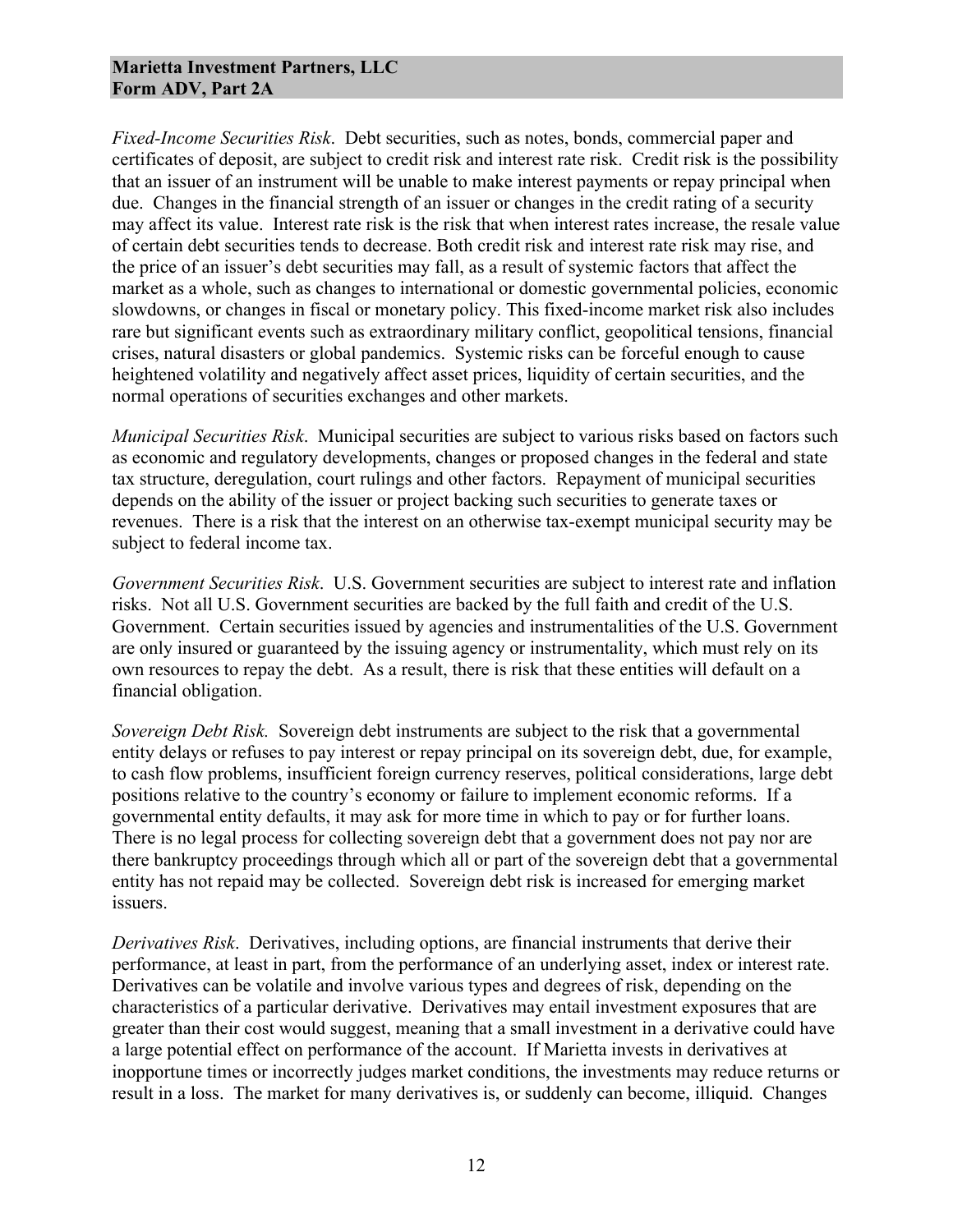*Fixed-Income Securities Risk*. Debt securities, such as notes, bonds, commercial paper and certificates of deposit, are subject to credit risk and interest rate risk. Credit risk is the possibility that an issuer of an instrument will be unable to make interest payments or repay principal when due. Changes in the financial strength of an issuer or changes in the credit rating of a security may affect its value. Interest rate risk is the risk that when interest rates increase, the resale value of certain debt securities tends to decrease. Both credit risk and interest rate risk may rise, and the price of an issuer's debt securities may fall, as a result of systemic factors that affect the market as a whole, such as changes to international or domestic governmental policies, economic slowdowns, or changes in fiscal or monetary policy. This fixed-income market risk also includes rare but significant events such as extraordinary military conflict, geopolitical tensions, financial crises, natural disasters or global pandemics. Systemic risks can be forceful enough to cause heightened volatility and negatively affect asset prices, liquidity of certain securities, and the normal operations of securities exchanges and other markets.

*Municipal Securities Risk*. Municipal securities are subject to various risks based on factors such as economic and regulatory developments, changes or proposed changes in the federal and state tax structure, deregulation, court rulings and other factors. Repayment of municipal securities depends on the ability of the issuer or project backing such securities to generate taxes or revenues. There is a risk that the interest on an otherwise tax-exempt municipal security may be subject to federal income tax.

*Government Securities Risk*. U.S. Government securities are subject to interest rate and inflation risks. Not all U.S. Government securities are backed by the full faith and credit of the U.S. Government. Certain securities issued by agencies and instrumentalities of the U.S. Government are only insured or guaranteed by the issuing agency or instrumentality, which must rely on its own resources to repay the debt. As a result, there is risk that these entities will default on a financial obligation.

*Sovereign Debt Risk.* Sovereign debt instruments are subject to the risk that a governmental entity delays or refuses to pay interest or repay principal on its sovereign debt, due, for example, to cash flow problems, insufficient foreign currency reserves, political considerations, large debt positions relative to the country's economy or failure to implement economic reforms. If a governmental entity defaults, it may ask for more time in which to pay or for further loans. There is no legal process for collecting sovereign debt that a government does not pay nor are there bankruptcy proceedings through which all or part of the sovereign debt that a governmental entity has not repaid may be collected. Sovereign debt risk is increased for emerging market issuers.

*Derivatives Risk*. Derivatives, including options, are financial instruments that derive their performance, at least in part, from the performance of an underlying asset, index or interest rate. Derivatives can be volatile and involve various types and degrees of risk, depending on the characteristics of a particular derivative. Derivatives may entail investment exposures that are greater than their cost would suggest, meaning that a small investment in a derivative could have a large potential effect on performance of the account. If Marietta invests in derivatives at inopportune times or incorrectly judges market conditions, the investments may reduce returns or result in a loss. The market for many derivatives is, or suddenly can become, illiquid. Changes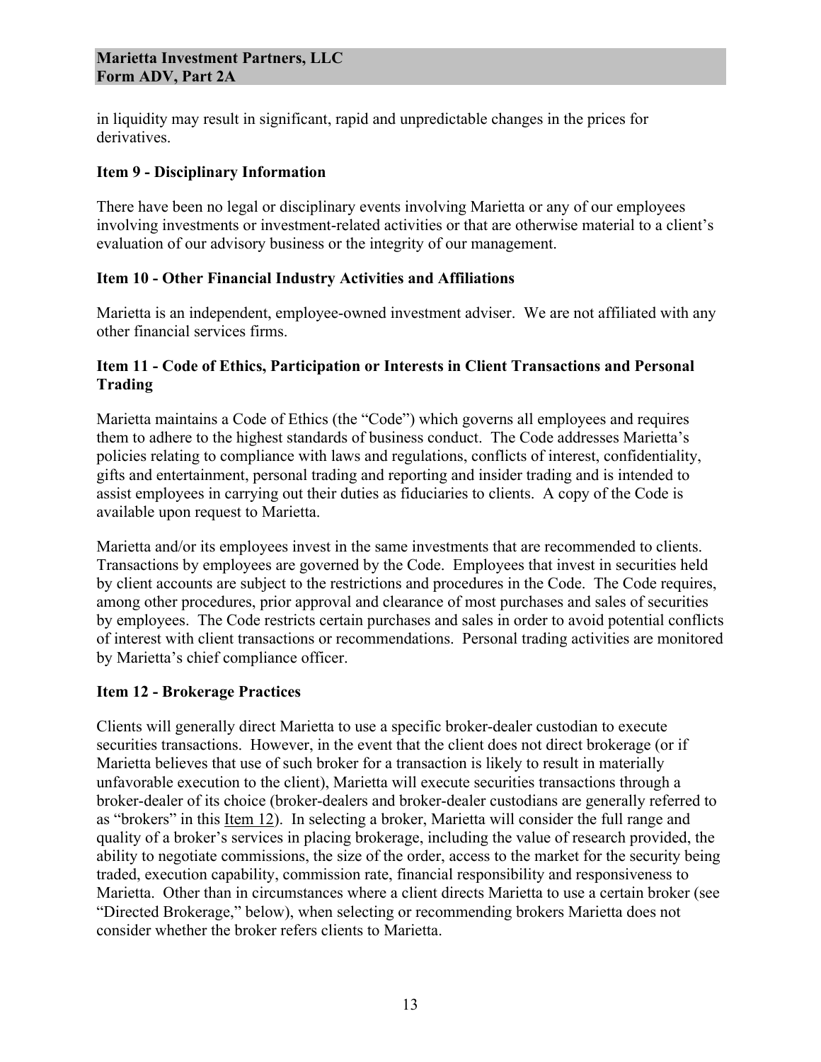in liquidity may result in significant, rapid and unpredictable changes in the prices for derivatives.

### Item 9 - Disciplinary Information

There have been no legal or disciplinary events involving Marietta or any of our employees involving investments or investment-related activities or that are otherwise material to a client's evaluation of our advisory business or the integrity of our management.

### Item 10 - Other Financial Industry Activities and Affiliations

Marietta is an independent, employee-owned investment adviser. We are not affiliated with any other financial services firms.

### Item 11 - Code of Ethics, Participation or Interests in Client Transactions and Personal Trading

Marietta maintains a Code of Ethics (the "Code") which governs all employees and requires them to adhere to the highest standards of business conduct. The Code addresses Marietta's policies relating to compliance with laws and regulations, conflicts of interest, confidentiality, gifts and entertainment, personal trading and reporting and insider trading and is intended to assist employees in carrying out their duties as fiduciaries to clients. A copy of the Code is available upon request to Marietta.

Marietta and/or its employees invest in the same investments that are recommended to clients. Transactions by employees are governed by the Code. Employees that invest in securities held by client accounts are subject to the restrictions and procedures in the Code. The Code requires, among other procedures, prior approval and clearance of most purchases and sales of securities by employees. The Code restricts certain purchases and sales in order to avoid potential conflicts of interest with client transactions or recommendations. Personal trading activities are monitored by Marietta's chief compliance officer.

### Item 12 - Brokerage Practices

Clients will generally direct Marietta to use a specific broker-dealer custodian to execute securities transactions. However, in the event that the client does not direct brokerage (or if Marietta believes that use of such broker for a transaction is likely to result in materially unfavorable execution to the client), Marietta will execute securities transactions through a broker-dealer of its choice (broker-dealers and broker-dealer custodians are generally referred to as "brokers" in this Item 12). In selecting a broker, Marietta will consider the full range and quality of a broker's services in placing brokerage, including the value of research provided, the ability to negotiate commissions, the size of the order, access to the market for the security being traded, execution capability, commission rate, financial responsibility and responsiveness to Marietta. Other than in circumstances where a client directs Marietta to use a certain broker (see "Directed Brokerage," below), when selecting or recommending brokers Marietta does not consider whether the broker refers clients to Marietta.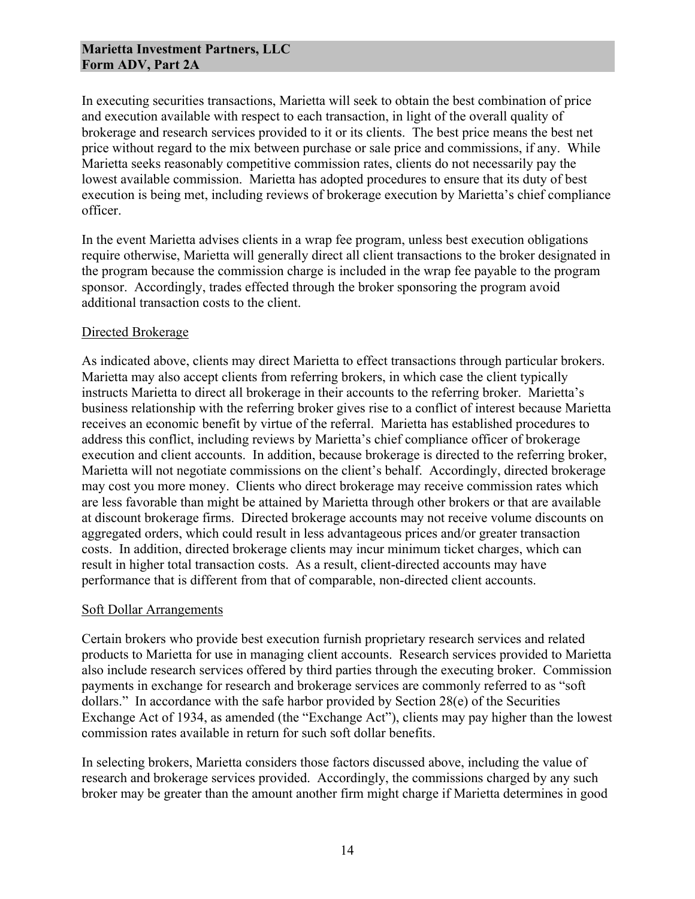In executing securities transactions, Marietta will seek to obtain the best combination of price and execution available with respect to each transaction, in light of the overall quality of brokerage and research services provided to it or its clients. The best price means the best net price without regard to the mix between purchase or sale price and commissions, if any. While Marietta seeks reasonably competitive commission rates, clients do not necessarily pay the lowest available commission. Marietta has adopted procedures to ensure that its duty of best execution is being met, including reviews of brokerage execution by Marietta's chief compliance officer.

In the event Marietta advises clients in a wrap fee program, unless best execution obligations require otherwise, Marietta will generally direct all client transactions to the broker designated in the program because the commission charge is included in the wrap fee payable to the program sponsor. Accordingly, trades effected through the broker sponsoring the program avoid additional transaction costs to the client.

## Directed Brokerage

As indicated above, clients may direct Marietta to effect transactions through particular brokers. Marietta may also accept clients from referring brokers, in which case the client typically instructs Marietta to direct all brokerage in their accounts to the referring broker. Marietta's business relationship with the referring broker gives rise to a conflict of interest because Marietta receives an economic benefit by virtue of the referral. Marietta has established procedures to address this conflict, including reviews by Marietta's chief compliance officer of brokerage execution and client accounts. In addition, because brokerage is directed to the referring broker, Marietta will not negotiate commissions on the client's behalf. Accordingly, directed brokerage may cost you more money. Clients who direct brokerage may receive commission rates which are less favorable than might be attained by Marietta through other brokers or that are available at discount brokerage firms. Directed brokerage accounts may not receive volume discounts on aggregated orders, which could result in less advantageous prices and/or greater transaction costs. In addition, directed brokerage clients may incur minimum ticket charges, which can result in higher total transaction costs. As a result, client-directed accounts may have performance that is different from that of comparable, non-directed client accounts.

## Soft Dollar Arrangements

Certain brokers who provide best execution furnish proprietary research services and related products to Marietta for use in managing client accounts. Research services provided to Marietta also include research services offered by third parties through the executing broker. Commission payments in exchange for research and brokerage services are commonly referred to as "soft dollars." In accordance with the safe harbor provided by Section 28(e) of the Securities Exchange Act of 1934, as amended (the "Exchange Act"), clients may pay higher than the lowest commission rates available in return for such soft dollar benefits.

In selecting brokers, Marietta considers those factors discussed above, including the value of research and brokerage services provided. Accordingly, the commissions charged by any such broker may be greater than the amount another firm might charge if Marietta determines in good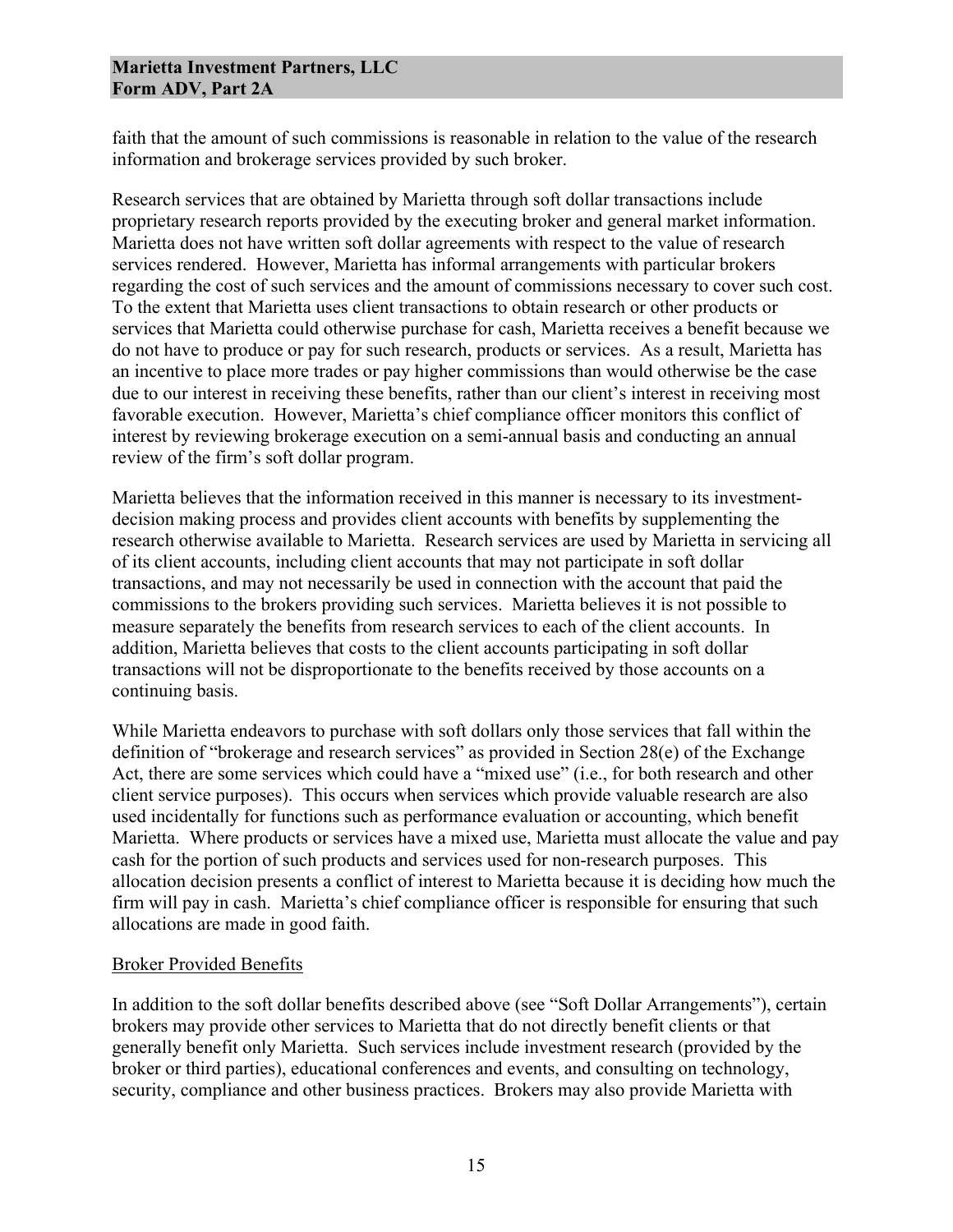faith that the amount of such commissions is reasonable in relation to the value of the research information and brokerage services provided by such broker.

Research services that are obtained by Marietta through soft dollar transactions include proprietary research reports provided by the executing broker and general market information. Marietta does not have written soft dollar agreements with respect to the value of research services rendered. However, Marietta has informal arrangements with particular brokers regarding the cost of such services and the amount of commissions necessary to cover such cost. To the extent that Marietta uses client transactions to obtain research or other products or services that Marietta could otherwise purchase for cash, Marietta receives a benefit because we do not have to produce or pay for such research, products or services. As a result, Marietta has an incentive to place more trades or pay higher commissions than would otherwise be the case due to our interest in receiving these benefits, rather than our client's interest in receiving most favorable execution. However, Marietta's chief compliance officer monitors this conflict of interest by reviewing brokerage execution on a semi-annual basis and conducting an annual review of the firm's soft dollar program.

Marietta believes that the information received in this manner is necessary to its investment-decision making process and provides client accounts with benefits by supplementing the research otherwise available to Marietta. Research services are used by Marietta in servicing all of its client accounts, including client accounts that may not participate in soft dollar transactions, and may not necessarily be used in connection with the account that paid the commissions to the brokers providing such services. Marietta believes it is not possible to measure separately the benefits from research services to each of the client accounts. In addition, Marietta believes that costs to the client accounts participating in soft dollar transactions will not be disproportionate to the benefits received by those accounts on a continuing basis.

While Marietta endeavors to purchase with soft dollars only those services that fall within the definition of "brokerage and research services" as provided in Section 28(e) of the Exchange Act, there are some services which could have a "mixed use" (i.e., for both research and other client service purposes). This occurs when services which provide valuable research are also used incidentally for functions such as performance evaluation or accounting, which benefit Marietta. Where products or services have a mixed use, Marietta must allocate the value and pay cash for the portion of such products and services used for non-research purposes. This allocation decision presents a conflict of interest to Marietta because it is deciding how much the firm will pay in cash. Marietta's chief compliance officer is responsible for ensuring that such allocations are made in good faith.

Broker Provided Benefits

In addition to the soft dollar benefits described above (see "Soft Dollar Arrangements"), certain brokers may provide other services to Marietta that do not directly benefit clients or that generally benefit only Marietta. Such services include investment research (provided by the broker or third parties), educational conferences and events, and consulting on technology, security, compliance and other business practices. Brokers may also provide Marietta with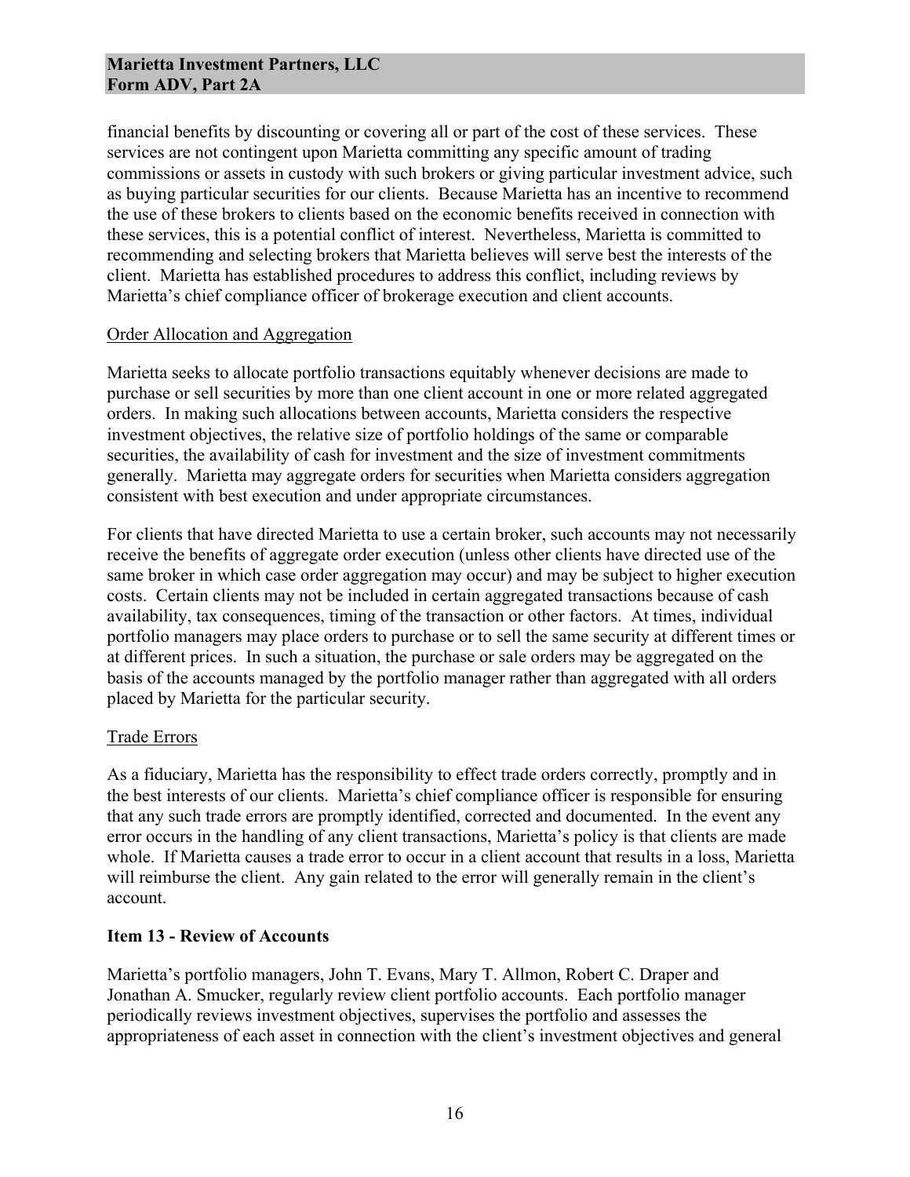financial benefits by discounting or covering all or part of the cost of these services. These services are not contingent upon Marietta committing any specific amount of trading commissions or assets in custody with such brokers or giving particular investment advice, such as buying particular securities for our clients. Because Marietta has an incentive to recommend the use of these brokers to clients based on the economic benefits received in connection with these services, this is a potential conflict of interest. Nevertheless, Marietta is committed to recommending and selecting brokers that Marietta believes will serve best the interests of the client. Marietta has established procedures to address this conflict, including reviews by Marietta's chief compliance officer of brokerage execution and client accounts.

Order Allocation and Aggregation

Marietta seeks to allocate portfolio transactions equitably whenever decisions are made to purchase or sell securities by more than one client account in one or more related aggregated orders. In making such allocations between accounts, Marietta considers the respective investment objectives, the relative size of portfolio holdings of the same or comparable securities, the availability of cash for investment and the size of investment commitments generally. Marietta may aggregate orders for securities when Marietta considers aggregation consistent with best execution and under appropriate circumstances.

For clients that have directed Marietta to use a certain broker, such accounts may not necessarily receive the benefits of aggregate order execution (unless other clients have directed use of the same broker in which case order aggregation may occur) and may be subject to higher execution costs. Certain clients may not be included in certain aggregated transactions because of cash availability, tax consequences, timing of the transaction or other factors. At times, individual portfolio managers may place orders to purchase or to sell the same security at different times or at different prices. In such a situation, the purchase or sale orders may be aggregated on the basis of the accounts managed by the portfolio manager rather than aggregated with all orders placed by Marietta for the particular security.

Trade Errors

As a fiduciary, Marietta has the responsibility to effect trade orders correctly, promptly and in the best interests of our clients. Marietta's chief compliance officer is responsible for ensuring that any such trade errors are promptly identified, corrected and documented. In the event any error occurs in the handling of any client transactions, Marietta's policy is that clients are made whole. If Marietta causes a trade error to occur in a client account that results in a loss, Marietta will reimburse the client. Any gain related to the error will generally remain in the client's account.

## Item 13 - Review of Accounts

Marietta's portfolio managers, John T. Evans, Mary T. Allmon, Robert C. Draper and Jonathan A. Smucker, regularly review client portfolio accounts. Each portfolio manager periodically reviews investment objectives, supervises the portfolio and assesses the appropriateness of each asset in connection with the client's investment objectives and general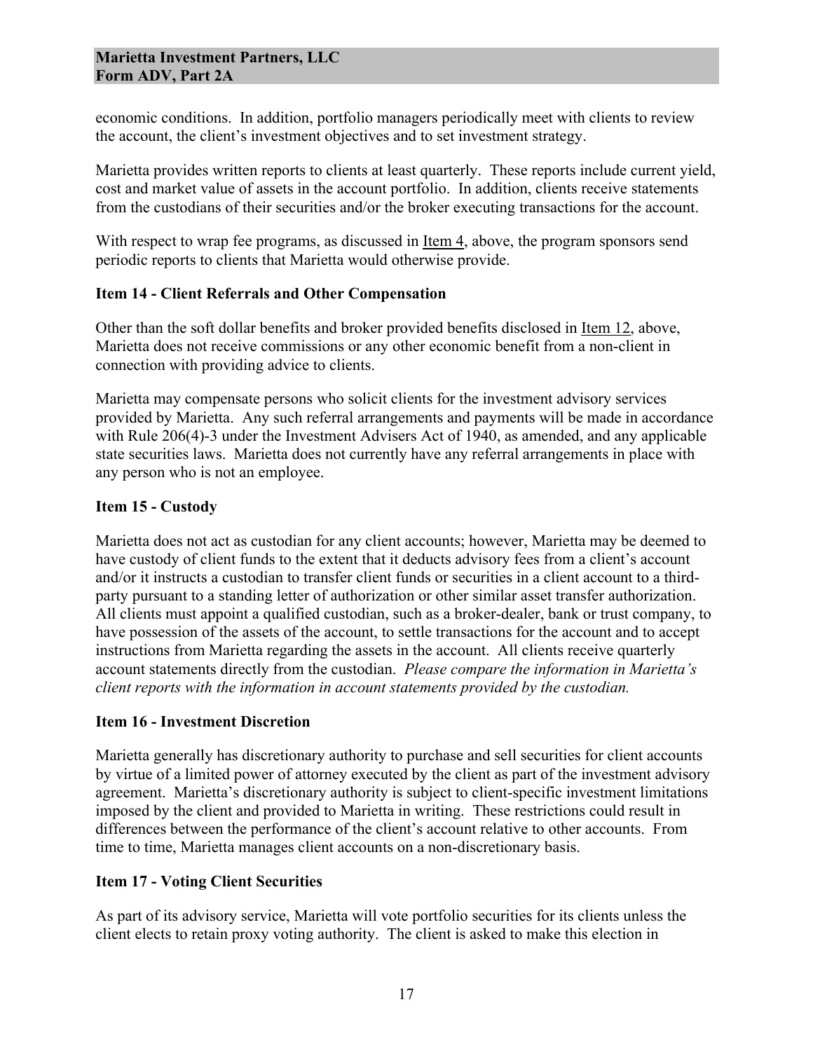economic conditions. In addition, portfolio managers periodically meet with clients to review the account, the client's investment objectives and to set investment strategy.

Marietta provides written reports to clients at least quarterly. These reports include current yield, cost and market value of assets in the account portfolio. In addition, clients receive statements from the custodians of their securities and/or the broker executing transactions for the account.

With respect to wrap fee programs, as discussed in Item 4, above, the program sponsors send periodic reports to clients that Marietta would otherwise provide.

### Item 14 - Client Referrals and Other Compensation

Other than the soft dollar benefits and broker provided benefits disclosed in Item 12, above, Marietta does not receive commissions or any other economic benefit from a non-client in connection with providing advice to clients.

Marietta may compensate persons who solicit clients for the investment advisory services provided by Marietta. Any such referral arrangements and payments will be made in accordance with Rule 206(4)-3 under the Investment Advisers Act of 1940, as amended, and any applicable state securities laws. Marietta does not currently have any referral arrangements in place with any person who is not an employee.

### Item 15 - Custody

Marietta does not act as custodian for any client accounts; however, Marietta may be deemed to have custody of client funds to the extent that it deducts advisory fees from a client's account and/or it instructs a custodian to transfer client funds or securities in a client account to a third-party pursuant to a standing letter of authorization or other similar asset transfer authorization. All clients must appoint a qualified custodian, such as a broker-dealer, bank or trust company, to have possession of the assets of the account, to settle transactions for the account and to accept instructions from Marietta regarding the assets in the account. All clients receive quarterly account statements directly from the custodian. *Please compare the information in Marietta's client reports with the information in account statements provided by the custodian.*

### Item 16 - Investment Discretion

Marietta generally has discretionary authority to purchase and sell securities for client accounts by virtue of a limited power of attorney executed by the client as part of the investment advisory agreement. Marietta's discretionary authority is subject to client-specific investment limitations imposed by the client and provided to Marietta in writing. These restrictions could result in differences between the performance of the client's account relative to other accounts. From time to time, Marietta manages client accounts on a non-discretionary basis.

### Item 17 - Voting Client Securities

As part of its advisory service, Marietta will vote portfolio securities for its clients unless the client elects to retain proxy voting authority. The client is asked to make this election in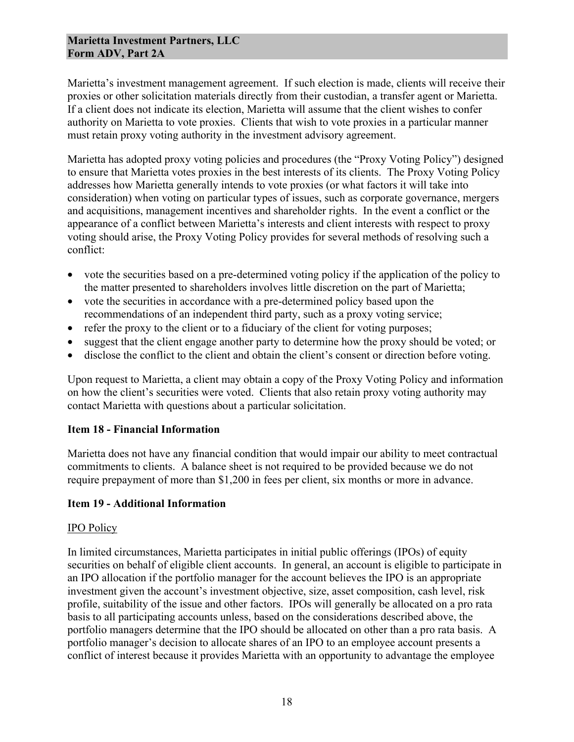Marietta's investment management agreement. If such election is made, clients will receive their proxies or other solicitation materials directly from their custodian, a transfer agent or Marietta. If a client does not indicate its election, Marietta will assume that the client wishes to confer authority on Marietta to vote proxies. Clients that wish to vote proxies in a particular manner must retain proxy voting authority in the investment advisory agreement.

Marietta has adopted proxy voting policies and procedures (the "Proxy Voting Policy") designed to ensure that Marietta votes proxies in the best interests of its clients. The Proxy Voting Policy addresses how Marietta generally intends to vote proxies (or what factors it will take into consideration) when voting on particular types of issues, such as corporate governance, mergers and acquisitions, management incentives and shareholder rights. In the event a conflict or the appearance of a conflict between Marietta's interests and client interests with respect to proxy voting should arise, the Proxy Voting Policy provides for several methods of resolving such a conflict:

- vote the securities based on a pre-determined voting policy if the application of the policy to the matter presented to shareholders involves little discretion on the part of Marietta;
- vote the securities in accordance with a pre-determined policy based upon the recommendations of an independent third party, such as a proxy voting service;
- refer the proxy to the client or to a fiduciary of the client for voting purposes;
- suggest that the client engage another party to determine how the proxy should be voted; or
- disclose the conflict to the client and obtain the client's consent or direction before voting.

Upon request to Marietta, a client may obtain a copy of the Proxy Voting Policy and information on how the client's securities were voted. Clients that also retain proxy voting authority may contact Marietta with questions about a particular solicitation.

## Item 18 - Financial Information

Marietta does not have any financial condition that would impair our ability to meet contractual commitments to clients. A balance sheet is not required to be provided because we do not require prepayment of more than $1,200 in fees per client, six months or more in advance.

## Item 19 - Additional Information

### IPO Policy

In limited circumstances, Marietta participates in initial public offerings (IPOs) of equity securities on behalf of eligible client accounts. In general, an account is eligible to participate in an IPO allocation if the portfolio manager for the account believes the IPO is an appropriate investment given the account's investment objective, size, asset composition, cash level, risk profile, suitability of the issue and other factors. IPOs will generally be allocated on a pro rata basis to all participating accounts unless, based on the considerations described above, the portfolio managers determine that the IPO should be allocated on other than a pro rata basis. A portfolio manager's decision to allocate shares of an IPO to an employee account presents a conflict of interest because it provides Marietta with an opportunity to advantage the employee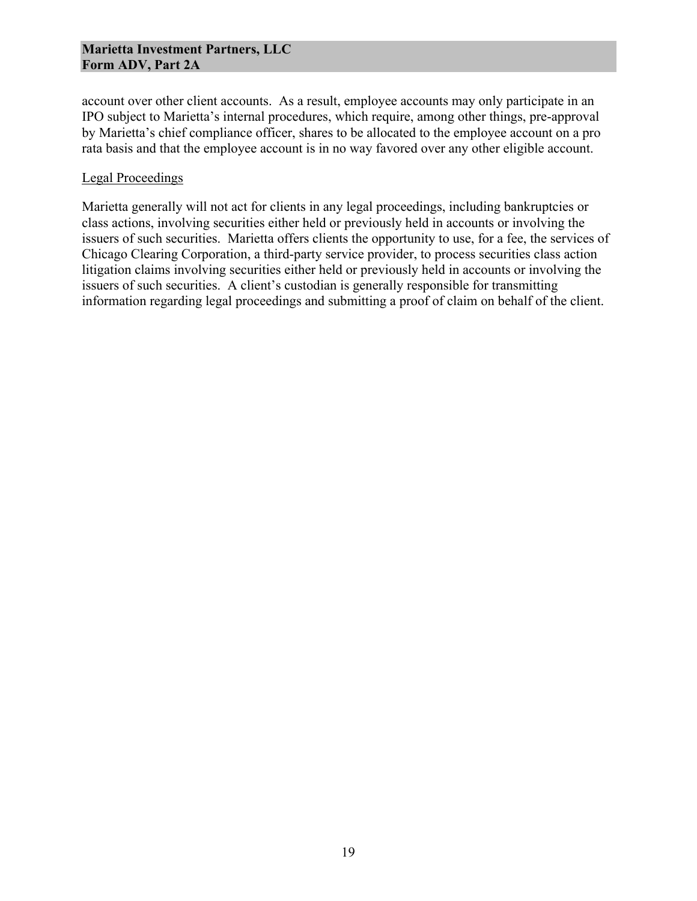account over other client accounts. As a result, employee accounts may only participate in an IPO subject to Marietta's internal procedures, which require, among other things, pre-approval by Marietta's chief compliance officer, shares to be allocated to the employee account on a pro rata basis and that the employee account is in no way favored over any other eligible account.

### Legal Proceedings

Marietta generally will not act for clients in any legal proceedings, including bankruptcies or class actions, involving securities either held or previously held in accounts or involving the issuers of such securities. Marietta offers clients the opportunity to use, for a fee, the services of Chicago Clearing Corporation, a third-party service provider, to process securities class action litigation claims involving securities either held or previously held in accounts or involving the issuers of such securities. A client's custodian is generally responsible for transmitting information regarding legal proceedings and submitting a proof of claim on behalf of the client.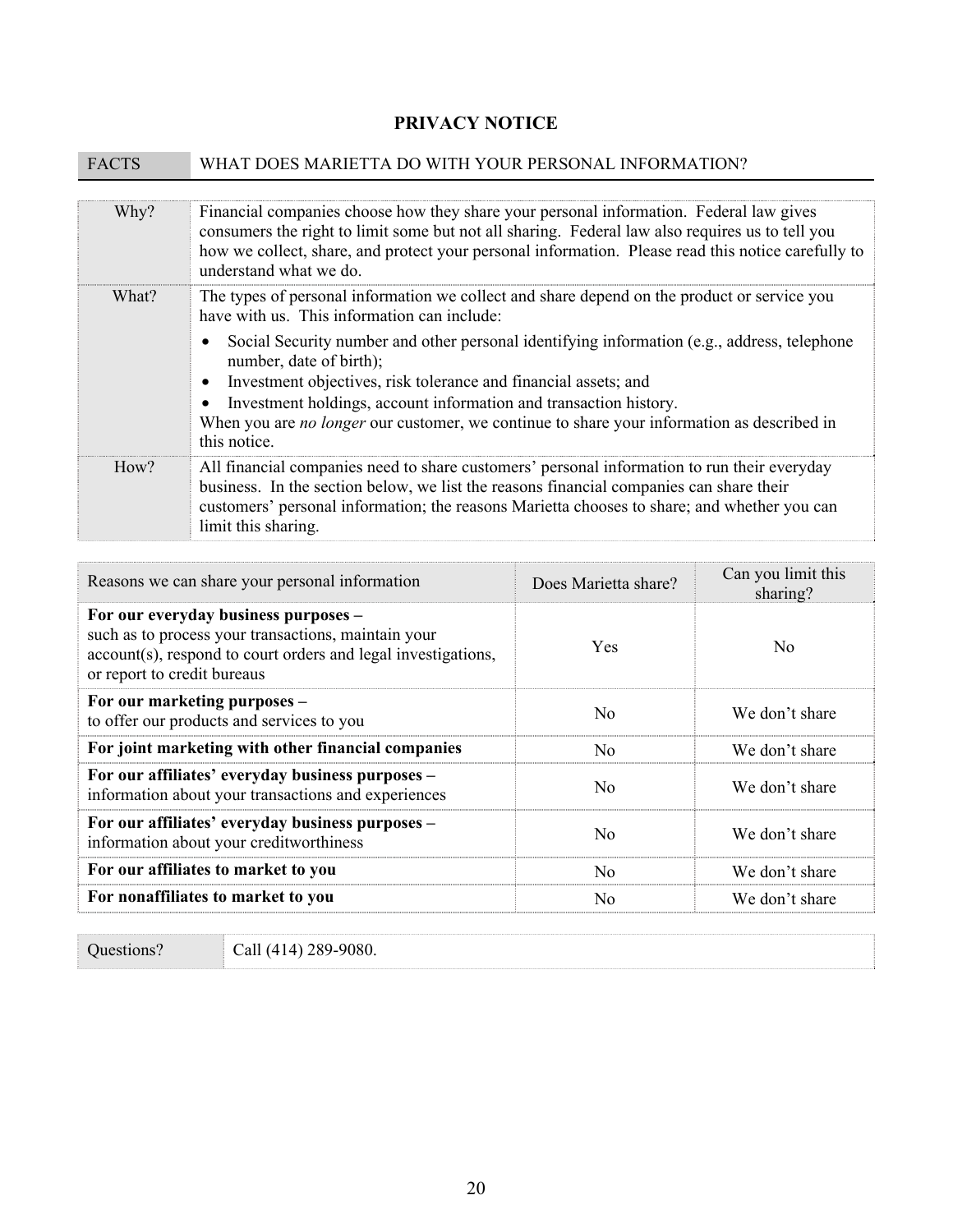# PRIVACY NOTICE

| FACTS | WHAT DOES MARIETTA DO WITH YOUR PERSONAL INFORMATION? |
|---|---|

| | |
|---|---|
| Why? | Financial companies choose how they share your personal information. Federal law gives consumers the right to limit some but not all sharing. Federal law also requires us to tell you how we collect, share, and protect your personal information. Please read this notice carefully to understand what we do. |
| What? | The types of personal information we collect and share depend on the product or service you have with us. This information can include:<br>• Social Security number and other personal identifying information (e.g., address, telephone number, date of birth);<br>• Investment objectives, risk tolerance and financial assets; and<br>• Investment holdings, account information and transaction history.<br>When you are *no longer* our customer, we continue to share your information as described in this notice. |
| How? | All financial companies need to share customers' personal information to run their everyday business. In the section below, we list the reasons financial companies can share their customers' personal information; the reasons Marietta chooses to share; and whether you can limit this sharing. |

| Reasons we can share your personal information | Does Marietta share? | Can you limit this sharing? |
|---|---|---|
| **For our everyday business purposes –** such as to process your transactions, maintain your account(s), respond to court orders and legal investigations, or report to credit bureaus | Yes | No |
| **For our marketing purposes –** to offer our products and services to you | No | We don't share |
| **For joint marketing with other financial companies** | No | We don't share |
| **For our affiliates' everyday business purposes –** information about your transactions and experiences | No | We don't share |
| **For our affiliates' everyday business purposes –** information about your creditworthiness | No | We don't share |
| **For our affiliates to market to you** | No | We don't share |
| **For nonaffiliates to market to you** | No | We don't share |

| Questions? | Call (414) 289-9080. |
|---|---|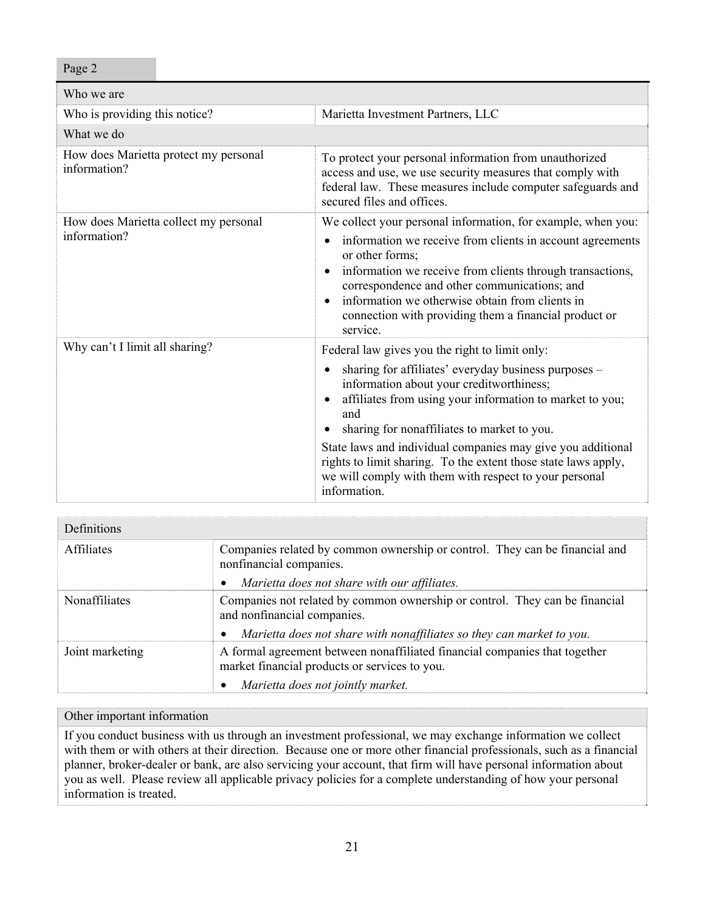Page 2

| Who we are | |
|---|---|
| Who is providing this notice? | Marietta Investment Partners, LLC |
| **What we do** | |
| How does Marietta protect my personal information? | To protect your personal information from unauthorized access and use, we use security measures that comply with federal law. These measures include computer safeguards and secured files and offices. |
| How does Marietta collect my personal information? | We collect your personal information, for example, when you:<br>• information we receive from clients in account agreements or other forms;<br>• information we receive from clients through transactions, correspondence and other communications; and<br>• information we otherwise obtain from clients in connection with providing them a financial product or service. |
| Why can't I limit all sharing? | Federal law gives you the right to limit only:<br>• sharing for affiliates' everyday business purposes – information about your creditworthiness;<br>• affiliates from using your information to market to you; and<br>• sharing for nonaffiliates to market to you.<br>State laws and individual companies may give you additional rights to limit sharing. To the extent those state laws apply, we will comply with them with respect to your personal information. |

| Definitions | |
|---|---|
| Affiliates | Companies related by common ownership or control. They can be financial and nonfinancial companies.<br>• *Marietta does not share with our affiliates.* |
| Nonaffiliates | Companies not related by common ownership or control. They can be financial and nonfinancial companies.<br>• *Marietta does not share with nonaffiliates so they can market to you.* |
| Joint marketing | A formal agreement between nonaffiliated financial companies that together market financial products or services to you.<br>• *Marietta does not jointly market.* |

| Other important information |
|---|
| If you conduct business with us through an investment professional, we may exchange information we collect with them or with others at their direction. Because one or more other financial professionals, such as a financial planner, broker-dealer or bank, are also servicing your account, that firm will have personal information about you as well. Please review all applicable privacy policies for a complete understanding of how your personal information is treated. |